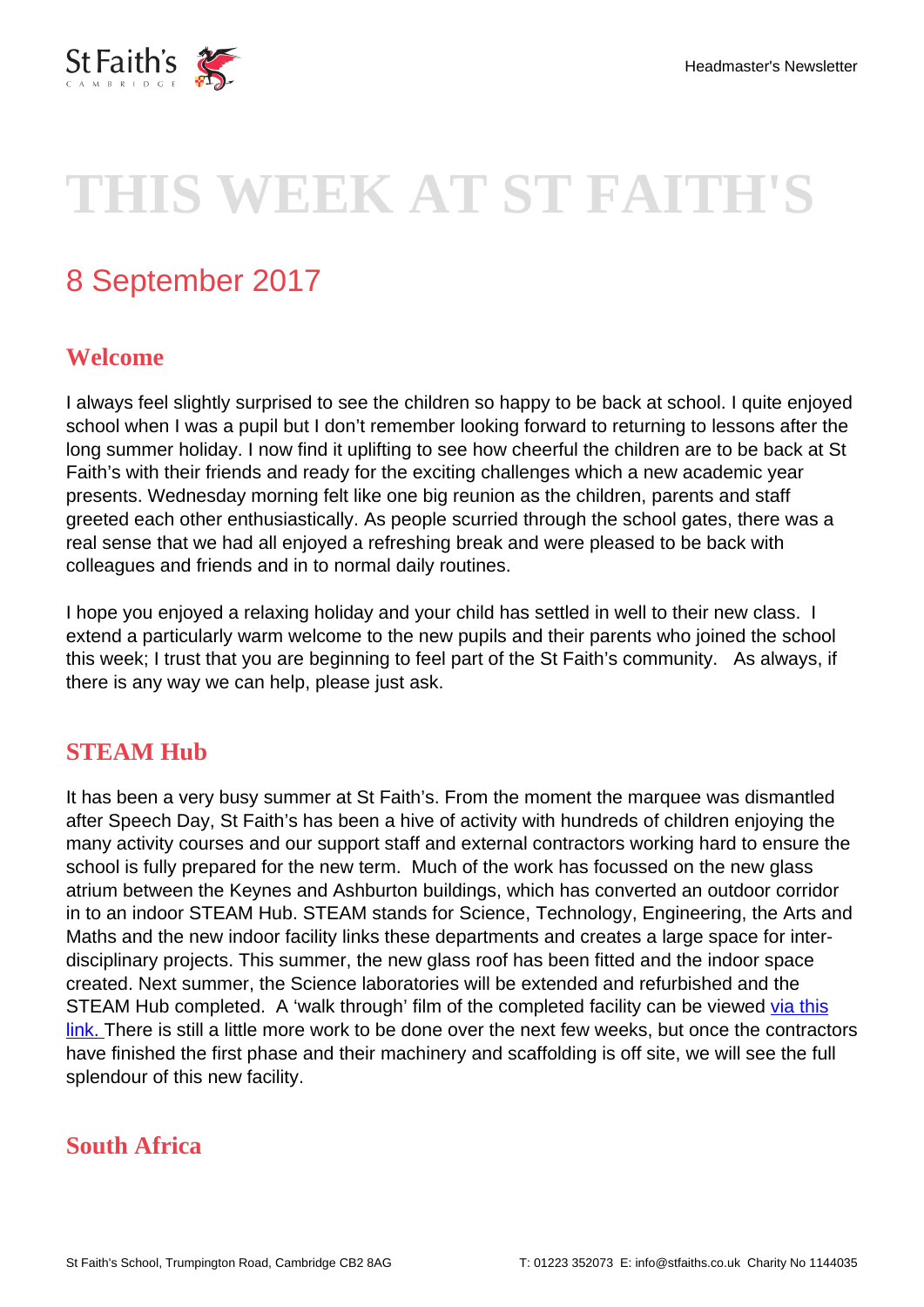# THIS WEEK AT ST FAITH'S

## 8 September 2017

### Welcome

I always feel slightly surprised to see the children so happy to be back at school. I quite enjoyed school when I was a pupil but I don't remember looking forward to returning to lessons after the long summer holiday. I now find it uplifting to see how cheerful the children are to be back at St Faith's with their friends and ready for the exciting challenges which a new academic year presents. Wednesday morning felt like one big reunion as the children, parents and staff greeted each other enthusiastically. As people scurried through the school gates, there was a real sense that we had all enjoyed a refreshing break and were pleased to be back with colleagues and friends and in to normal daily routines.

I hope you enjoyed a relaxing holiday and your child has settled in well to their new class. I extend a particularly warm welcome to the new pupils and their parents who joined the school this week; I trust that you are beginning to feel part of the St Faith's community. As always, if there is any way we can help, please just ask.

### STEAM Hub

It has been a very busy summer at St Faith's. From the moment the marquee was dismantled after Speech Day, St Faith's has been a hive of activity with hundreds of children enjoying the many activity courses and our support staff and external contractors working hard to ensure the school is fully prepared for the new term. Much of the work has focussed on the new glass atrium between the Keynes and Ashburton buildings, which has converted an outdoor corridor in to an indoor STEAM Hub. STEAM stands for Science, Technology, Engineering, the Arts and Maths and the new indoor facility links these departments and creates a large space for inter-disciplinary projects. This summer, the new glass roof has been fitted and the indoor space created. Next summer, the Science laboratories will be extended and refurbished and the STEAM Hub completed. A 'walk through' film of the completed facility can be viewed via this link. There is still a little more work to be done over the next few weeks, but once the contractors have finished the first phase and their machinery and scaffolding is off site, we will see the full splendour of this new facility.

### South Africa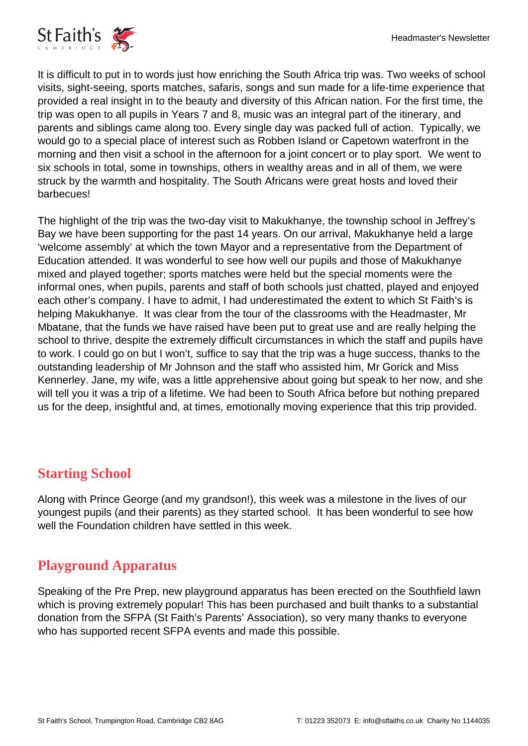It is difficult to put in to words just how enriching the South Africa trip was. Two weeks of school visits, sight-seeing, sports matches, safaris, songs and sun made for a life-time experience that provided a real insight in to the beauty and diversity of this African nation. For the first time, the trip was open to all pupils in Years 7 and 8, music was an integral part of the itinerary, and parents and siblings came along too. Every single day was packed full of action. Typically, we would go to a special place of interest such as Robben Island or Capetown waterfront in the morning and then visit a school in the afternoon for a joint concert or to play sport. We went to six schools in total, some in townships, others in wealthy areas and in all of them, we were struck by the warmth and hospitality. The South Africans were great hosts and loved their barbecues!

The highlight of the trip was the two-day visit to Makukhanye, the township school in Jeffrey's Bay we have been supporting for the past 14 years. On our arrival, Makukhanye held a large 'welcome assembly' at which the town Mayor and a representative from the Department of Education attended. It was wonderful to see how well our pupils and those of Makukhanye mixed and played together; sports matches were held but the special moments were the informal ones, when pupils, parents and staff of both schools just chatted, played and enjoyed each other's company. I have to admit, I had underestimated the extent to which St Faith's is helping Makukhanye. It was clear from the tour of the classrooms with the Headmaster, Mr Mbatane, that the funds we have raised have been put to great use and are really helping the school to thrive, despite the extremely difficult circumstances in which the staff and pupils have to work. I could go on but I won't, suffice to say that the trip was a huge success, thanks to the outstanding leadership of Mr Johnson and the staff who assisted him, Mr Gorick and Miss Kennerley. Jane, my wife, was a little apprehensive about going but speak to her now, and she will tell you it was a trip of a lifetime. We had been to South Africa before but nothing prepared us for the deep, insightful and, at times, emotionally moving experience that this trip provided.

## Starting School

Along with Prince George (and my grandson!), this week was a milestone in the lives of our youngest pupils (and their parents) as they started school. It has been wonderful to see how well the Foundation children have settled in this week.

## Playground Apparatus

Speaking of the Pre Prep, new playground apparatus has been erected on the Southfield lawn which is proving extremely popular! This has been purchased and built thanks to a substantial donation from the SFPA (St Faith's Parents' Association), so very many thanks to everyone who has supported recent SFPA events and made this possible.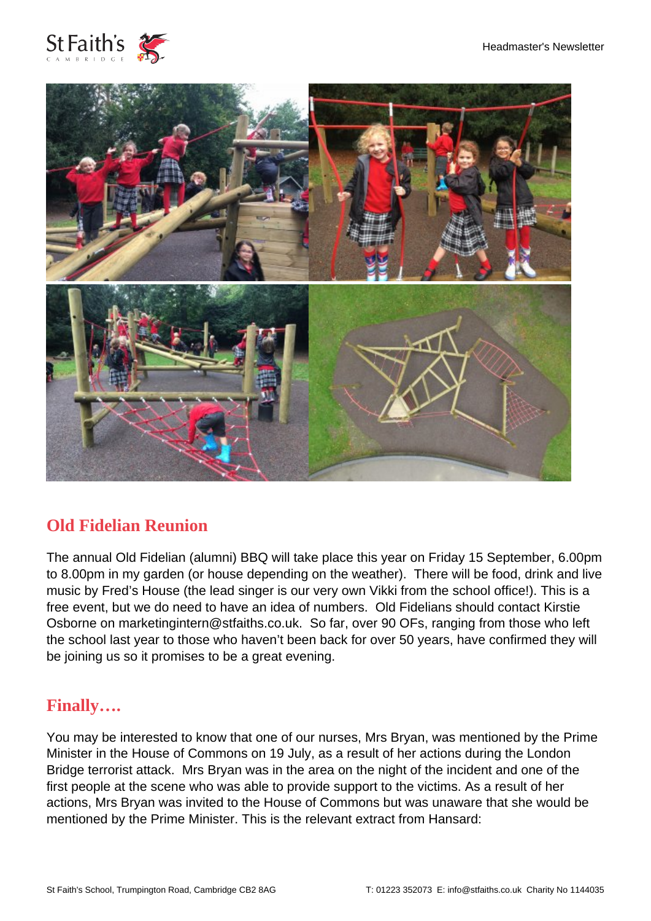## Old Fidelian Reunion

The annual Old Fidelian (alumni) BBQ will take place this year on Friday 15 September, 6.00pm to 8.00pm in my garden (or house depending on the weather). There will be food, drink and live music by Fred's House (the lead singer is our very own Vikki from the school office!). This is a free event, but we do need to have an idea of numbers. Old Fidelians should contact Kirstie Osborne on marketingintern@stfaiths.co.uk. So far, over 90 OFs, ranging from those who left the school last year to those who haven't been back for over 50 years, have confirmed they will be joining us so it promises to be a great evening.

## Finally….

You may be interested to know that one of our nurses, Mrs Bryan, was mentioned by the Prime Minister in the House of Commons on 19 July, as a result of her actions during the London Bridge terrorist attack. Mrs Bryan was in the area on the night of the incident and one of the first people at the scene who was able to provide support to the victims. As a result of her actions, Mrs Bryan was invited to the House of Commons but was unaware that she would be mentioned by the Prime Minister. This is the relevant extract from Hansard: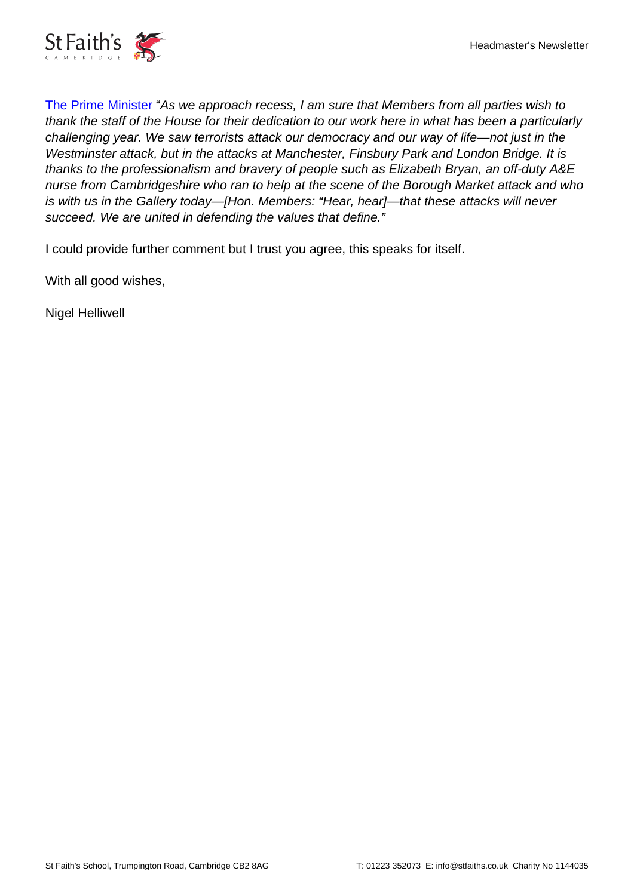The Prime Minister "*As we approach recess, I am sure that Members from all parties wish to thank the staff of the House for their dedication to our work here in what has been a particularly challenging year. We saw terrorists attack our democracy and our way of life—not just in the Westminster attack, but in the attacks at Manchester, Finsbury Park and London Bridge. It is thanks to the professionalism and bravery of people such as Elizabeth Bryan, an off-duty A&E nurse from Cambridgeshire who ran to help at the scene of the Borough Market attack and who is with us in the Gallery today—[Hon. Members: "Hear, hear]—that these attacks will never succeed. We are united in defending the values that define.*"

I could provide further comment but I trust you agree, this speaks for itself.

With all good wishes,

Nigel Helliwell